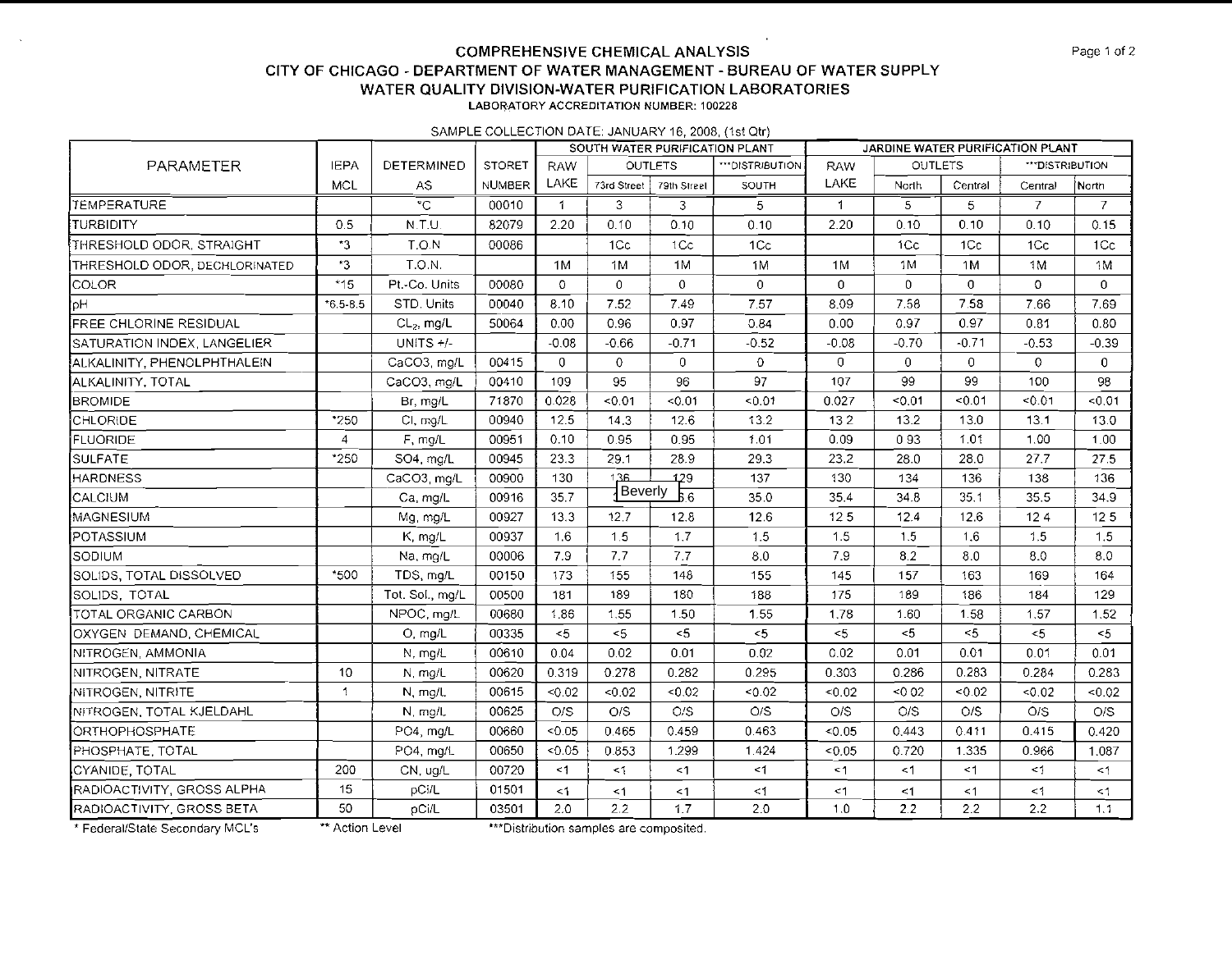# COMPREHENSIVE CHEMICAL ANALYSIS

## CITY OF CHICAGO - DEPARTMENT OF WATER MANAGEMENT - BUREAU OF WATER SUPPLY

## WATER QUALITY DIVISION-WATER PURIFICATION LABORATORIES

LABORATORY ACCREDITATION NUMBER: 100228

SAMPLE COLLECTION DATE: JANUARY 16, 2008, (1st Qtr)

| PARAMETER | IEPA MCL | DETERMINED AS | STORET NUMBER | SOUTH WATER PURIFICATION PLANT | | | | JARDINE WATER PURIFICATION PLANT | | | | |
|---|---|---|---|---|---|---|---|---|---|---|---|---|
| | | | | RAW LAKE | OUTLETS | | ***DISTRIBUTION | RAW LAKE | OUTLETS | | ***DISTRIBUTION | |
| | | | | | 73rd Street | 79th Street | SOUTH | | North | Central | Central | North |
| TEMPERATURE | | °C | 00010 | 1 | 3 | 3 | 5 | 1 | 5 | 5 | 7 | 7 |
| TURBIDITY | 0.5 | N.T.U. | 82079 | 2.20 | 0.10 | 0.10 | 0.10 | 2.20 | 0.10 | 0.10 | 0.10 | 0.15 |
| THRESHOLD ODOR, STRAIGHT | *3 | T.O.N | 00086 | | 1Cc | 1Cc | 1Cc | | 1Cc | 1Cc | 1Cc | 1Cc |
| THRESHOLD ODOR, DECHLORINATED | *3 | T.O.N. | | 1M | 1M | 1M | 1M | 1M | 1M | 1M | 1M | 1M |
| COLOR | *15 | Pt.-Co. Units | 00080 | 0 | 0 | 0 | 0 | 0 | 0 | 0 | 0 | 0 |
| pH | *6.5-8.5 | STD. Units | 00040 | 8.10 | 7.52 | 7.49 | 7.57 | 8.09 | 7.56 | 7.58 | 7.66 | 7.69 |
| FREE CHLORINE RESIDUAL | | $CL_2$, mg/L | 50064 | 0.00 | 0.96 | 0.97 | 0.84 | 0.00 | 0.97 | 0.97 | 0.81 | 0.80 |
| SATURATION INDEX, LANGELIER | | UNITS +/- | | -0.08 | -0.66 | -0.71 | -0.52 | -0.08 | -0.70 | -0.71 | -0.53 | -0.39 |
| ALKALINITY, PHENOLPHTHALEIN | | CaCO3, mg/L | 00415 | 0 | 0 | 0 | 0 | 0 | 0 | 0 | 0 | 0 |
| ALKALINITY, TOTAL | | CaCO3, mg/L | 00410 | 109 | 95 | 96 | 97 | 107 | 99 | 99 | 100 | 98 |
| BROMIDE | | Br, mg/L | 71870 | 0.028 | <0.01 | <0.01 | <0.01 | 0.027 | <0.01 | <0.01 | <0.01 | <0.01 |
| CHLORIDE | *250 | Cl, mg/L | 00940 | 12.5 | 14.3 | 12.6 | 13.2 | 13.2 | 13.2 | 13.0 | 13.1 | 13.0 |
| FLUORIDE | 4 | F, mg/L | 00951 | 0.10 | 0.95 | 0.95 | 1.01 | 0.09 | 0.93 | 1.01 | 1.00 | 1.00 |
| SULFATE | *250 | SO4, mg/L | 00945 | 23.3 | 29.1 | 28.9 | 29.3 | 23.2 | 28.0 | 28.0 | 27.7 | 27.5 |
| HARDNESS | | CaCO3, mg/L | 00900 | 130 | 136 | 129 | 137 | 130 | 134 | 136 | 138 | 136 |
| CALCIUM | | Ca, mg/L | 00916 | 35.7 | Beverly | 36 | 35.0 | 35.4 | 34.8 | 35.1 | 35.5 | 34.9 |
| MAGNESIUM | | Mg, mg/L | 00927 | 13.3 | 12.7 | 12.8 | 12.6 | 12.5 | 12.4 | 12.6 | 12.4 | 12.5 |
| POTASSIUM | | K, mg/L | 00937 | 1.6 | 1.5 | 1.7 | 1.5 | 1.5 | 1.5 | 1.6 | 1.5 | 1.5 |
| SODIUM | | Na, mg/L | 00006 | 7.9 | 7.7 | 7.7 | 8.0 | 7.9 | 8.2 | 8.0 | 8.0 | 8.0 |
| SOLIDS, TOTAL DISSOLVED | *500 | TDS, mg/L | 00150 | 173 | 155 | 148 | 155 | 145 | 157 | 163 | 169 | 164 |
| SOLIDS, TOTAL | | Tot. Sol., mg/L | 00500 | 181 | 189 | 180 | 188 | 175 | 189 | 186 | 184 | 129 |
| TOTAL ORGANIC CARBON | | NPOC, mg/L | 00680 | 1.86 | 1.55 | 1.50 | 1.55 | 1.78 | 1.60 | 1.58 | 1.57 | 1.52 |
| OXYGEN DEMAND, CHEMICAL | | O, mg/L | 00335 | <5 | <5 | <5 | <5 | <5 | <5 | <5 | <5 | <5 |
| NITROGEN, AMMONIA | | N, mg/L | 00610 | 0.04 | 0.02 | 0.01 | 0.02 | 0.02 | 0.01 | 0.01 | 0.01 | 0.01 |
| NITROGEN, NITRATE | 10 | N, mg/L | 00620 | 0.319 | 0.278 | 0.282 | 0.295 | 0.303 | 0.286 | 0.283 | 0.284 | 0.283 |
| NITROGEN, NITRITE | 1 | N, mg/L | 00615 | <0.02 | <0.02 | <0.02 | <0.02 | <0.02 | <0.02 | <0.02 | <0.02 | <0.02 |
| NITROGEN, TOTAL KJELDAHL | | N, mg/L | 00625 | O/S | O/S | O/S | O/S | O/S | O/S | O/S | O/S | O/S |
| ORTHOPHOSPHATE | | PO4, mg/L | 00660 | <0.05 | 0.465 | 0.459 | 0.463 | <0.05 | 0.443 | 0.411 | 0.415 | 0.420 |
| PHOSPHATE, TOTAL | | PO4, mg/L | 00650 | <0.05 | 0.853 | 1.299 | 1.424 | <0.05 | 0.720 | 1.335 | 0.966 | 1.087 |
| CYANIDE, TOTAL | 200 | CN, ug/L | 00720 | <1 | <1 | <1 | <1 | <1 | <1 | <1 | <1 | <1 |
| RADIOACTIVITY, GROSS ALPHA | 15 | pCi/L | 01501 | <1 | <1 | <1 | <1 | <1 | <1 | <1 | <1 | <1 |
| RADIOACTIVITY, GROSS BETA | 50 | pCi/L | 03501 | 2.0 | 2.2 | 1.7 | 2.0 | 1.0 | 2.2 | 2.2 | 2.2 | 1.1 |

\* Federal/State Secondary MCL's ** Action Level ***Distribution samples are composited.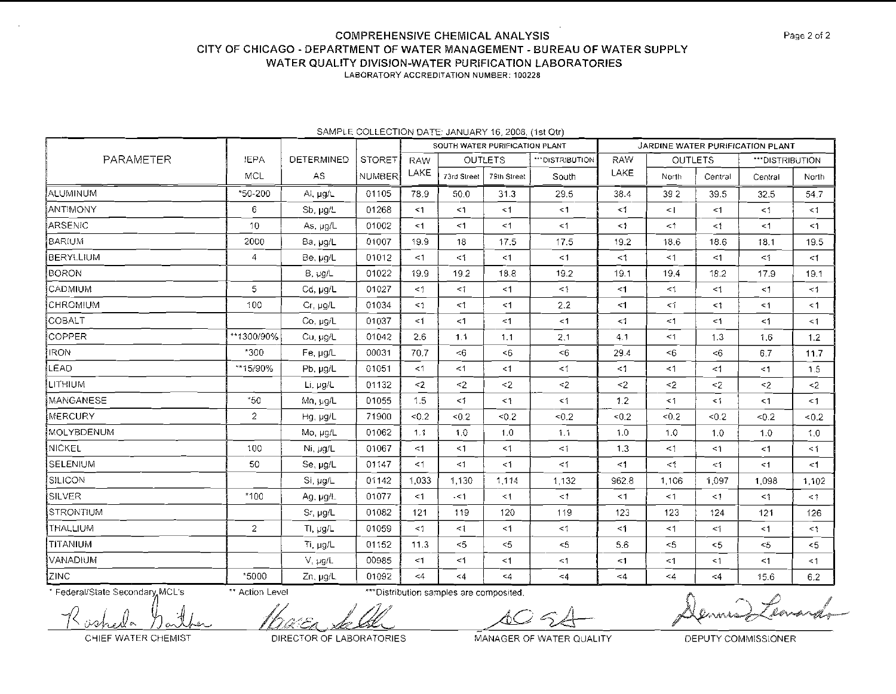# COMPREHENSIVE CHEMICAL ANALYSIS

## CITY OF CHICAGO - DEPARTMENT OF WATER MANAGEMENT - BUREAU OF WATER SUPPLY

## WATER QUALITY DIVISION-WATER PURIFICATION LABORATORIES

LABORATORY ACCREDITATION NUMBER: 100228

SAMPLE COLLECTION DATE: JANUARY 16, 2008, (1st Qtr)

| PARAMETER | IEPA MCL | DETERMINED AS | STORET NUMBER | SOUTH WATER PURIFICATION PLANT | | | | JARDINE WATER PURIFICATION PLANT | | | | |
|---|---|---|---|---|---|---|---|---|---|---|---|---|
| | | | | RAW LAKE | OUTLETS | | ***DISTRIBUTION | RAW LAKE | OUTLETS | | ***DISTRIBUTION | |
| | | | | | 73rd Street | 79th Street | South | | North | Central | Central | North |
| ALUMINUM | *50-200 | Al, µg/L | 01105 | 78.9 | 50.0 | 31.3 | 29.5 | 38.4 | 39.2 | 39.5 | 32.5 | 54.7 |
| ANTIMONY | 6 | Sb, µg/L | 01268 | <1 | <1 | <1 | <1 | <1 | <1 | <1 | <1 | <1 |
| ARSENIC | 10 | As, µg/L | 01002 | <1 | <1 | <1 | <1 | <1 | <1 | <1 | <1 | <1 |
| BARIUM | 2000 | Ba, µg/L | 01007 | 19.9 | 18 | 17.5 | 17.5 | 19.2 | 18.6 | 18.6 | 18.1 | 19.5 |
| BERYLLIUM | 4 | Be, µg/L | 01012 | <1 | <1 | <1 | <1 | <1 | <1 | <1 | <1 | <1 |
| BORON | | B, µg/L | 01022 | 19.9 | 19.2 | 18.8 | 19.2 | 19.1 | 19.4 | 18.2 | 17.9 | 19.1 |
| CADMIUM | 5 | Cd, µg/L | 01027 | <1 | <1 | <1 | <1 | <1 | <1 | <1 | <1 | <1 |
| CHROMIUM | 100 | Cr, µg/L | 01034 | <1 | <1 | <1 | 2.2 | <1 | <1 | <1 | <1 | <1 |
| COBALT | | Co, µg/L | 01037 | <1 | <1 | <1 | <1 | <1 | <1 | <1 | <1 | <1 |
| COPPER | **1300/90% | Cu, µg/L | 01042 | 2.6 | 1.1 | 1.1 | 2.1 | 4.1 | <1 | 1.3 | 1.6 | 1.2 |
| IRON | *300 | Fe, µg/L | 00031 | 70.7 | <6 | <6 | <6 | 29.4 | <6 | <6 | 6.7 | 11.7 |
| LEAD | **15/90% | Pb, µg/L | 01051 | <1 | <1 | <1 | <1 | <1 | <1 | <1 | <1 | 1.5 |
| LITHIUM | | Li, µg/L | 01132 | <2 | <2 | <2 | <2 | <2 | <2 | <2 | <2 | <2 |
| MANGANESE | *50 | Mn, µg/L | 01055 | 1.5 | <1 | <1 | <1 | 1.2 | <1 | <1 | <1 | <1 |
| MERCURY | 2 | Hg, µg/L | 71900 | <0.2 | <0.2 | <0.2 | <0.2 | <0.2 | <0.2 | <0.2 | <0.2 | <0.2 |
| MOLYBDENUM | | Mo, µg/L | 01062 | 1.1 | 1.0 | 1.0 | 1.1 | 1.0 | 1.0 | 1.0 | 1.0 | 1.0 |
| NICKEL | 100 | Ni, µg/L | 01067 | <1 | <1 | <1 | <1 | 1.3 | <1 | <1 | <1 | <1 |
| SELENIUM | 50 | Se, µg/L | 01147 | <1 | <1 | <1 | <1 | <1 | <1 | <1 | <1 | <1 |
| SILICON | | Si, µg/L | 01142 | 1,033 | 1,130 | 1,114 | 1,132 | 962.8 | 1,106 | 1,097 | 1,098 | 1,102 |
| SILVER | *100 | Ag, µg/L | 01077 | <1 | <1 | <1 | <1 | <1 | <1 | <1 | <1 | <1 |
| STRONTIUM | | Sr, µg/L | 01082 | 121 | 119 | 120 | 119 | 123 | 123 | 124 | 121 | 126 |
| THALLIUM | 2 | Tl, µg/L | 01059 | <1 | <1 | <1 | <1 | <1 | <1 | <1 | <1 | <1 |
| TITANIUM | | Ti, µg/L | 01152 | 11.3 | <5 | <5 | <5 | 5.6 | <5 | <5 | <5 | <5 |
| VANADIUM | | V, µg/L | 00985 | <1 | <1 | <1 | <1 | <1 | <1 | <1 | <1 | <1 |
| ZINC | *5000 | Zn, µg/L | 01092 | <4 | <4 | <4 | <4 | <4 | <4 | <4 | 15.6 | 6.2 |

\* Federal/State Secondary MCL's ** Action Level ***Distribution samples are composited.

CHIEF WATER CHEMIST DIRECTOR OF LABORATORIES MANAGER OF WATER QUALITY DEPUTY COMMISSIONER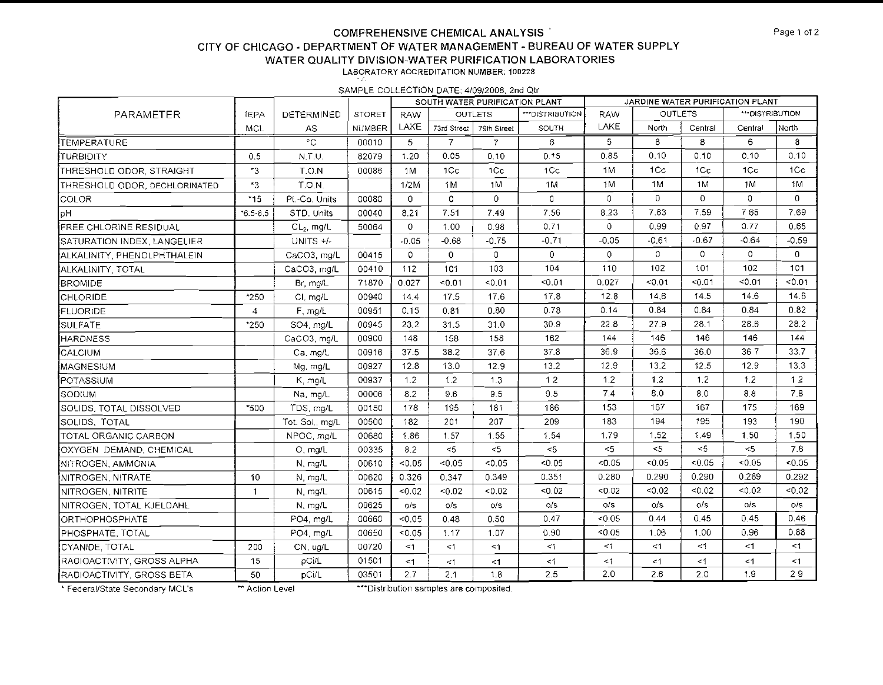# COMPREHENSIVE CHEMICAL ANALYSIS

## CITY OF CHICAGO - DEPARTMENT OF WATER MANAGEMENT - BUREAU OF WATER SUPPLY

## WATER QUALITY DIVISION-WATER PURIFICATION LABORATORIES

LABORATORY ACCREDITATION NUMBER: 100228

SAMPLE COLLECTION DATE: 4/09/2008, 2nd Qtr

| PARAMETER | IEPA MCL | DETERMINED AS | STORET NUMBER | SOUTH WATER PURIFICATION PLANT | | | | JARDINE WATER PURIFICATION PLANT | | | | |
|---|---|---|---|---|---|---|---|---|---|---|---|---|
| | | | | RAW LAKE | OUTLETS | | ***DISTRIBUTION | RAW LAKE | OUTLETS | | ***DISTRIBUTION | |
| | | | | | 73rd Street | 79th Street | SOUTH | | North | Central | Central | North |
| TEMPERATURE | | °C | 00010 | 5 | 7 | 7 | 6 | 5 | 8 | 8 | 6 | 8 |
| TURBIDITY | 0.5 | N.T.U. | 82079 | 1.20 | 0.05 | 0.10 | 0.15 | 0.85 | 0.10 | 0.10 | 0.10 | 0.10 |
| THRESHOLD ODOR, STRAIGHT | *3 | T.O.N. | 00086 | 1M | 1Cc | 1Cc | 1Cc | 1M | 1Cc | 1Cc | 1Cc | 1Cc |
| THRESHOLD ODOR, DECHLORINATED | *3 | T.O.N. | | 1/2M | 1M | 1M | 1M | 1M | 1M | 1M | 1M | 1M |
| COLOR | *15 | Pt.-Co. Units | 00080 | 0 | 0 | 0 | 0 | 0 | 0 | 0 | 0 | 0 |
| pH | *6.5-8.5 | STD. Units | 00040 | 8.21 | 7.51 | 7.49 | 7.56 | 8.23 | 7.63 | 7.59 | 7.65 | 7.69 |
| FREE CHLORINE RESIDUAL | | $CL_2$, mg/L | 50064 | 0 | 1.00 | 0.98 | 0.71 | 0 | 0.99 | 0.97 | 0.77 | 0.65 |
| SATURATION INDEX, LANGELIER | | UNITS +/- | | -0.05 | -0.68 | -0.75 | -0.71 | -0.05 | -0.61 | -0.67 | -0.64 | -0.59 |
| ALKALINITY, PHENOLPHTHALEIN | | CaCO3, mg/L | 00415 | 0 | 0 | 0 | 0 | 0 | 0 | 0 | 0 | 0 |
| ALKALINITY, TOTAL | | CaCO3, mg/L | 00410 | 112 | 101 | 103 | 104 | 110 | 102 | 101 | 102 | 101 |
| BROMIDE | | Br, mg/L | 71870 | 0.027 | <0.01 | <0.01 | <0.01 | 0.027 | <0.01 | <0.01 | <0.01 | <0.01 |
| CHLORIDE | *250 | Cl, mg/L | 00940 | 14.4 | 17.5 | 17.6 | 17.8 | 12.8 | 14.6 | 14.5 | 14.6 | 14.6 |
| FLUORIDE | 4 | F, mg/L | 00951 | 0.15 | 0.81 | 0.80 | 0.78 | 0.14 | 0.84 | 0.84 | 0.84 | 0.82 |
| SULFATE | *250 | SO4, mg/L | 00945 | 23.2 | 31.5 | 31.0 | 30.9 | 22.8 | 27.9 | 28.1 | 28.6 | 28.2 |
| HARDNESS | | CaCO3, mg/L | 00900 | 148 | 158 | 158 | 162 | 144 | 146 | 146 | 146 | 144 |
| CALCIUM | | Ca, mg/L | 00916 | 37.5 | 38.2 | 37.6 | 37.8 | 36.9 | 36.6 | 36.0 | 36.7 | 33.7 |
| MAGNESIUM | | Mg, mg/L | 00927 | 12.8 | 13.0 | 12.9 | 13.2 | 12.9 | 13.2 | 12.5 | 12.9 | 13.3 |
| POTASSIUM | | K, mg/L | 00937 | 1.2 | 1.2 | 1.3 | 1.2 | 1.2 | 1.2 | 1.2 | 1.2 | 1.2 |
| SODIUM | | Na, mg/L | 00006 | 8.2 | 9.6 | 9.5 | 9.5 | 7.4 | 8.0 | 8.0 | 8.8 | 7.8 |
| SOLIDS, TOTAL DISSOLVED | *500 | TDS, mg/L | 00150 | 178 | 195 | 181 | 186 | 153 | 167 | 167 | 175 | 169 |
| SOLIDS, TOTAL | | Tot. Sol., mg/L | 00500 | 182 | 201 | 207 | 209 | 183 | 194 | 195 | 193 | 190 |
| TOTAL ORGANIC CARBON | | NPOC, mg/L | 00680 | 1.86 | 1.57 | 1.55 | 1.54 | 1.79 | 1.52 | 1.49 | 1.50 | 1.50 |
| OXYGEN DEMAND, CHEMICAL | | O, mg/L | 00335 | 8.2 | <5 | <5 | <5 | <5 | <5 | <5 | <5 | 7.8 |
| NITROGEN, AMMONIA | | N, mg/L | 00610 | <0.05 | <0.05 | <0.05 | <0.05 | <0.05 | <0.05 | <0.05 | <0.05 | <0.05 |
| NITROGEN, NITRATE | 10 | N, mg/L | 00620 | 0.326 | 0.347 | 0.349 | 0.351 | 0.280 | 0.290 | 0.290 | 0.289 | 0.292 |
| NITROGEN, NITRITE | 1 | N, mg/L | 00615 | <0.02 | <0.02 | <0.02 | <0.02 | <0.02 | <0.02 | <0.02 | <0.02 | <0.02 |
| NITROGEN, TOTAL KJELDAHL | | N, mg/L | 00625 | o/s | o/s | o/s | o/s | o/s | o/s | o/s | o/s | o/s |
| ORTHOPHOSPHATE | | PO4, mg/L | 00660 | <0.05 | 0.48 | 0.50 | 0.47 | <0.05 | 0.44 | 0.45 | 0.45 | 0.46 |
| PHOSPHATE, TOTAL | | PO4, mg/L | 00650 | <0.05 | 1.17 | 1.07 | 0.90 | <0.05 | 1.06 | 1.00 | 0.96 | 0.88 |
| CYANIDE, TOTAL | 200 | CN, ug/L | 00720 | <1 | <1 | <1 | <1 | <1 | <1 | <1 | <1 | <1 |
| RADIOACTIVITY, GROSS ALPHA | 15 | pCi/L | 01501 | <1 | <1 | <1 | <1 | <1 | <1 | <1 | <1 | <1 |
| RADIOACTIVITY, GROSS BETA | 50 | pCi/L | 03501 | 2.7 | 2.1 | 1.8 | 2.5 | 2.0 | 2.6 | 2.0 | 1.9 | 2.9 |

\* Federal/State Secondary MCL's ** Action Level ***Distribution samples are composited.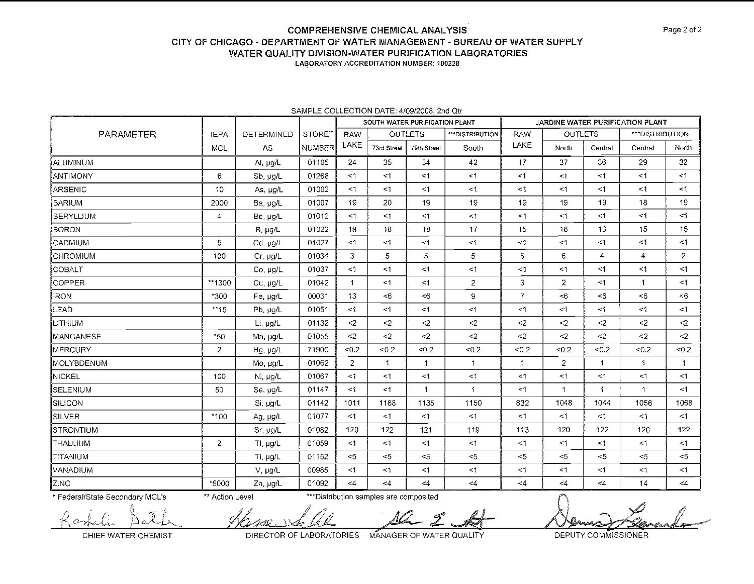# COMPREHENSIVE CHEMICAL ANALYSIS

## CITY OF CHICAGO - DEPARTMENT OF WATER MANAGEMENT - BUREAU OF WATER SUPPLY

## WATER QUALITY DIVISION-WATER PURIFICATION LABORATORIES

**LABORATORY ACCREDITATION NUMBER: 100228**

SAMPLE COLLECTION DATE: 4/09/2008, 2nd Qtr

| PARAMETER | IEPA MCL | DETERMINED AS | STORET NUMBER | SOUTH WATER PURIFICATION PLANT | | | | JARDINE WATER PURIFICATION PLANT | | | | |
|---|---|---|---|---|---|---|---|---|---|---|---|---|
| | | | | RAW LAKE | OUTLETS | | ***DISTRIBUTION | RAW LAKE | OUTLETS | | ***DISTRIBUTION | |
| | | | | | 73rd Street | 79th Street | South | | North | Central | Central | North |
| ALUMINUM | | Al, µg/L | 01105 | 24 | 35 | 34 | 42 | 17 | 37 | 36 | 29 | 32 |
| ANTIMONY | 6 | Sb, µg/L | 01268 | <1 | <1 | <1 | <1 | <1 | <1 | <1 | <1 | <1 |
| ARSENIC | 10 | As, µg/L | 01002 | <1 | <1 | <1 | <1 | <1 | <1 | <1 | <1 | <1 |
| BARIUM | 2000 | Ba, µg/L | 01007 | 19 | 20 | 19 | 19 | 19 | 19 | 19 | 18 | 19 |
| BERYLLIUM | 4 | Be, µg/L | 01012 | <1 | <1 | <1 | <1 | <1 | <1 | <1 | <1 | <1 |
| BORON | | B, µg/L | 01022 | 18 | 18 | 18 | 17 | 15 | 16 | 13 | 15 | 15 |
| CADMIUM | 5 | Cd, µg/L | 01027 | <1 | <1 | <1 | <1 | <1 | <1 | <1 | <1 | <1 |
| CHROMIUM | 100 | Cr, µg/L | 01034 | 3 | 5 | 5 | 5 | 6 | 6 | 4 | 4 | 2 |
| COBALT | | Co, µg/L | 01037 | <1 | <1 | <1 | <1 | <1 | <1 | <1 | <1 | <1 |
| COPPER | **1300 | Cu, µg/L | 01042 | 1 | <1 | <1 | 2 | 3 | 2 | <1 | 1 | <1 |
| IRON | *300 | Fe, µg/L | 00031 | 13 | <6 | <6 | 9 | 7 | <6 | <6 | <6 | <6 |
| LEAD | **15 | Pb, µg/L | 01051 | <1 | <1 | <1 | <1 | <1 | <1 | <1 | <1 | <1 |
| LITHIUM | | Li, µg/L | 01132 | <2 | <2 | <2 | <2 | <2 | <2 | <2 | <2 | <2 |
| MANGANESE | *50 | Mn, µg/L | 01055 | <2 | <2 | <2 | <2 | <2 | <2 | <2 | <2 | <2 |
| MERCURY | 2 | Hg, µg/L | 71900 | <0.2 | <0.2 | <0.2 | <0.2 | <0.2 | <0.2 | <0.2 | <0.2 | <0.2 |
| MOLYBDENUM | | Mo, µg/L | 01062 | 2 | 1 | 1 | 1 | 1 | 2 | 1 | 1 | 1 |
| NICKEL | 100 | Ni, µg/L | 01067 | <1 | <1 | <1 | <1 | <1 | <1 | <1 | <1 | <1 |
| SELENIUM | 50 | Se, µg/L | 01147 | <1 | <1 | 1 | 1 | <1 | 1 | 1 | 1 | <1 |
| SILICON | | Si, µg/L | 01142 | 1011 | 1168 | 1135 | 1150 | 832 | 1048 | 1044 | 1056 | 1068 |
| SILVER | *100 | Ag, µg/L | 01077 | <1 | <1 | <1 | <1 | <1 | <1 | <1 | <1 | <1 |
| STRONTIUM | | Sr, µg/L | 01082 | 120 | 122 | 121 | 119 | 113 | 120 | 122 | 120 | 122 |
| THALLIUM | 2 | Tl, µg/L | 01059 | <1 | <1 | <1 | <1 | <1 | <1 | <1 | <1 | <1 |
| TITANIUM | | Ti, µg/L | 01152 | <5 | <5 | <5 | <5 | <5 | <5 | <5 | <5 | <5 |
| VANADIUM | | V, µg/L | 00985 | <1 | <1 | <1 | <1 | <1 | <1 | <1 | <1 | <1 |
| ZINC | *5000 | Zn, µg/L | 01092 | <4 | <4 | <4 | <4 | <4 | <4 | <4 | 14 | <4 |

\* Federal/State Secondary MCL's &nbsp;&nbsp;&nbsp; ** Action Level &nbsp;&nbsp;&nbsp; ***Distribution samples are composited.

CHIEF WATER CHEMIST &nbsp;&nbsp;&nbsp; DIRECTOR OF LABORATORIES &nbsp;&nbsp;&nbsp; MANAGER OF WATER QUALITY &nbsp;&nbsp;&nbsp; DEPUTY COMMISSIONER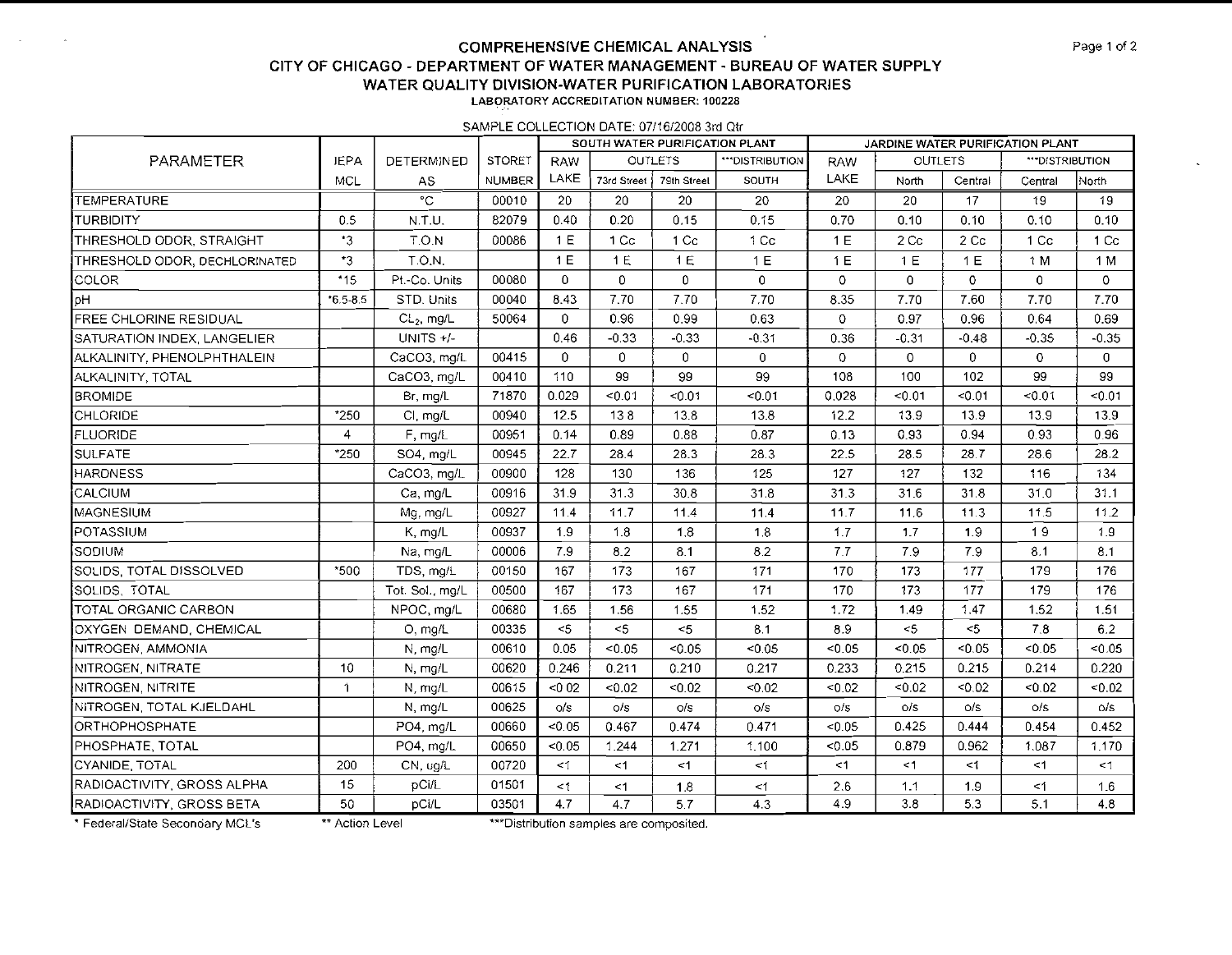# COMPREHENSIVE CHEMICAL ANALYSIS

## CITY OF CHICAGO - DEPARTMENT OF WATER MANAGEMENT - BUREAU OF WATER SUPPLY

## WATER QUALITY DIVISION-WATER PURIFICATION LABORATORIES

**LABORATORY ACCREDITATION NUMBER: 100228**

SAMPLE COLLECTION DATE: 07/16/2008 3rd Qtr

| PARAMETER | IEPA MCL | DETERMINED AS | STORET NUMBER | SOUTH WATER PURIFICATION PLANT | | | | JARDINE WATER PURIFICATION PLANT | | | | |
|---|---|---|---|---|---|---|---|---|---|---|---|---|
| | | | | RAW LAKE | OUTLETS | | ***DISTRIBUTION | RAW LAKE | OUTLETS | | ***DISTRIBUTION | |
| | | | | | 73rd Street | 79th Street | SOUTH | | North | Central | Central | North |
| TEMPERATURE | | °C | 00010 | 20 | 20 | 20 | 20 | 20 | 20 | 17 | 19 | 19 |
| TURBIDITY | 0.5 | N.T.U. | 82079 | 0.40 | 0.20 | 0.15 | 0.15 | 0.70 | 0.10 | 0.10 | 0.10 | 0.10 |
| THRESHOLD ODOR, STRAIGHT | *3 | T.O.N | 00086 | 1 E | 1 Cc | 1 Cc | 1 Cc | 1 E | 2 Cc | 2 Cc | 1 Cc | 1 Cc |
| THRESHOLD ODOR, DECHLORINATED | *3 | T.O.N. | | 1 E | 1 E | 1 E | 1 E | 1 E | 1 E | 1 E | 1 M | 1 M |
| COLOR | *15 | Pt.-Co. Units | 00080 | 0 | 0 | 0 | 0 | 0 | 0 | 0 | 0 | 0 |
| pH | *6.5-8.5 | STD. Units | 00040 | 8.43 | 7.70 | 7.70 | 7.70 | 8.35 | 7.70 | 7.60 | 7.70 | 7.70 |
| FREE CHLORINE RESIDUAL | | $CL_2$, mg/L | 50064 | 0 | 0.96 | 0.99 | 0.63 | 0 | 0.97 | 0.96 | 0.64 | 0.69 |
| SATURATION INDEX, LANGELIER | | UNITS +/- | | 0.46 | -0.33 | -0.33 | -0.31 | 0.36 | -0.31 | -0.48 | -0.35 | -0.35 |
| ALKALINITY, PHENOLPHTHALEIN | | $CaCO_3$, mg/L | 00415 | 0 | 0 | 0 | 0 | 0 | 0 | 0 | 0 | 0 |
| ALKALINITY, TOTAL | | $CaCO_3$, mg/L | 00410 | 110 | 99 | 99 | 99 | 108 | 100 | 102 | 99 | 99 |
| BROMIDE | | Br, mg/L | 71870 | 0.029 | <0.01 | <0.01 | <0.01 | 0.028 | <0.01 | <0.01 | <0.01 | <0.01 |
| CHLORIDE | *250 | Cl, mg/L | 00940 | 12.5 | 13.8 | 13.8 | 13.8 | 12.2 | 13.9 | 13.9 | 13.9 | 13.9 |
| FLUORIDE | 4 | F, mg/L | 00951 | 0.14 | 0.89 | 0.88 | 0.87 | 0.13 | 0.93 | 0.94 | 0.93 | 0.96 |
| SULFATE | *250 | $SO_4$, mg/L | 00945 | 22.7 | 28.4 | 28.3 | 28.3 | 22.5 | 28.5 | 28.7 | 28.6 | 28.2 |
| HARDNESS | | $CaCO_3$, mg/L | 00900 | 128 | 130 | 136 | 125 | 127 | 127 | 132 | 116 | 134 |
| CALCIUM | | Ca, mg/L | 00916 | 31.9 | 31.3 | 30.8 | 31.8 | 31.3 | 31.6 | 31.8 | 31.0 | 31.1 |
| MAGNESIUM | | Mg, mg/L | 00927 | 11.4 | 11.7 | 11.4 | 11.4 | 11.7 | 11.6 | 11.3 | 11.5 | 11.2 |
| POTASSIUM | | K, mg/L | 00937 | 1.9 | 1.8 | 1.8 | 1.8 | 1.7 | 1.7 | 1.9 | 1.9 | 1.9 |
| SODIUM | | Na, mg/L | 00006 | 7.9 | 8.2 | 8.1 | 8.2 | 7.7 | 7.9 | 7.9 | 8.1 | 8.1 |
| SOLIDS, TOTAL DISSOLVED | *500 | TDS, mg/L | 00150 | 167 | 173 | 167 | 171 | 170 | 173 | 177 | 179 | 176 |
| SOLIDS, TOTAL | | Tot. Sol., mg/L | 00500 | 167 | 173 | 167 | 171 | 170 | 173 | 177 | 179 | 176 |
| TOTAL ORGANIC CARBON | | NPOC, mg/L | 00680 | 1.65 | 1.56 | 1.55 | 1.52 | 1.72 | 1.49 | 1.47 | 1.52 | 1.51 |
| OXYGEN DEMAND, CHEMICAL | | O, mg/L | 00335 | <5 | <5 | <5 | 8.1 | 8.9 | <5 | <5 | 7.8 | 6.2 |
| NITROGEN, AMMONIA | | N, mg/L | 00610 | 0.05 | <0.05 | <0.05 | <0.05 | <0.05 | <0.05 | <0.05 | <0.05 | <0.05 |
| NITROGEN, NITRATE | 10 | N, mg/L | 00620 | 0.246 | 0.211 | 0.210 | 0.217 | 0.233 | 0.215 | 0.215 | 0.214 | 0.220 |
| NITROGEN, NITRITE | 1 | N, mg/L | 00615 | <0.02 | <0.02 | <0.02 | <0.02 | <0.02 | <0.02 | <0.02 | <0.02 | <0.02 |
| NITROGEN, TOTAL KJELDAHL | | N, mg/L | 00625 | o/s | o/s | o/s | o/s | o/s | o/s | o/s | o/s | o/s |
| ORTHOPHOSPHATE | | $PO_4$, mg/L | 00660 | <0.05 | 0.467 | 0.474 | 0.471 | <0.05 | 0.425 | 0.444 | 0.454 | 0.452 |
| PHOSPHATE, TOTAL | | $PO_4$, mg/L | 00650 | <0.05 | 1.244 | 1.271 | 1.100 | <0.05 | 0.879 | 0.962 | 1.087 | 1.170 |
| CYANIDE, TOTAL | 200 | CN, ug/L | 00720 | <1 | <1 | <1 | <1 | <1 | <1 | <1 | <1 | <1 |
| RADIOACTIVITY, GROSS ALPHA | 15 | pCi/L | 01501 | <1 | <1 | 1.8 | <1 | 2.6 | 1.1 | 1.9 | <1 | 1.6 |
| RADIOACTIVITY, GROSS BETA | 50 | pCi/L | 03501 | 4.7 | 4.7 | 5.7 | 4.3 | 4.9 | 3.8 | 5.3 | 5.1 | 4.8 |

\* Federal/State Secondary MCL's   ** Action Level   ***Distribution samples are composited.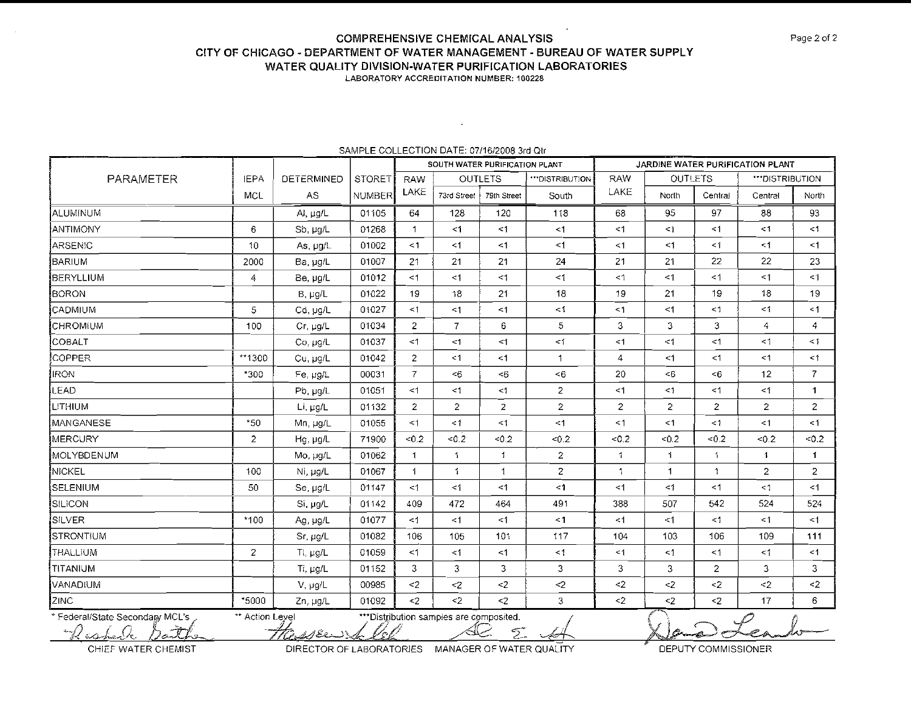# COMPREHENSIVE CHEMICAL ANALYSIS

## CITY OF CHICAGO - DEPARTMENT OF WATER MANAGEMENT - BUREAU OF WATER SUPPLY

## WATER QUALITY DIVISION-WATER PURIFICATION LABORATORIES

LABORATORY ACCREDITATION NUMBER: 100228

SAMPLE COLLECTION DATE: 07/16/2008 3rd Qtr

| PARAMETER | IEPA MCL | DETERMINED AS | STORET NUMBER | SOUTH WATER PURIFICATION PLANT | | | | JARDINE WATER PURIFICATION PLANT | | | | |
|---|---|---|---|---|---|---|---|---|---|---|---|---|
| | | | | RAW LAKE | OUTLETS | | ***DISTRIBUTION | RAW LAKE | OUTLETS | | ***DISTRIBUTION | |
| | | | | | 73rd Street | 79th Street | South | | North | Central | Central | North |
| ALUMINUM | | Al, µg/L | 01105 | 64 | 128 | 120 | 118 | 68 | 95 | 97 | 88 | 93 |
| ANTIMONY | 6 | Sb, µg/L | 01268 | 1 | <1 | <1 | <1 | <1 | <1 | <1 | <1 | <1 |
| ARSENIC | 10 | As, µg/L | 01002 | <1 | <1 | <1 | <1 | <1 | <1 | <1 | <1 | <1 |
| BARIUM | 2000 | Ba, µg/L | 01007 | 21 | 21 | 21 | 24 | 21 | 21 | 22 | 22 | 23 |
| BERYLLIUM | 4 | Be, µg/L | 01012 | <1 | <1 | <1 | <1 | <1 | <1 | <1 | <1 | <1 |
| BORON | | B, µg/L | 01022 | 19 | 18 | 21 | 18 | 19 | 21 | 19 | 18 | 19 |
| CADMIUM | 5 | Cd, µg/L | 01027 | <1 | <1 | <1 | <1 | <1 | <1 | <1 | <1 | <1 |
| CHROMIUM | 100 | Cr, µg/L | 01034 | 2 | 7 | 6 | 5 | 3 | 3 | 3 | 4 | 4 |
| COBALT | | Co, µg/L | 01037 | <1 | <1 | <1 | <1 | <1 | <1 | <1 | <1 | <1 |
| COPPER | **1300 | Cu, µg/L | 01042 | 2 | <1 | <1 | 1 | 4 | <1 | <1 | <1 | <1 |
| IRON | *300 | Fe, µg/L | 00031 | 7 | <6 | <6 | <6 | 20 | <6 | <6 | 12 | 7 |
| LEAD | | Pb, µg/L | 01051 | <1 | <1 | <1 | 2 | <1 | <1 | <1 | <1 | 1 |
| LITHIUM | | Li, µg/L | 01132 | 2 | 2 | 2 | 2 | 2 | 2 | 2 | 2 | 2 |
| MANGANESE | *50 | Mn, µg/L | 01055 | <1 | <1 | <1 | <1 | <1 | <1 | <1 | <1 | <1 |
| MERCURY | 2 | Hg, µg/L | 71900 | <0.2 | <0.2 | <0.2 | <0.2 | <0.2 | <0.2 | <0.2 | <0.2 | <0.2 |
| MOLYBDENUM | | Mo, µg/L | 01062 | 1 | 1 | 1 | 2 | 1 | 1 | 1 | 1 | 1 |
| NICKEL | 100 | Ni, µg/L | 01067 | 1 | 1 | 1 | 2 | 1 | 1 | 1 | 2 | 2 |
| SELENIUM | 50 | Se, µg/L | 01147 | <1 | <1 | <1 | <1 | <1 | <1 | <1 | <1 | <1 |
| SILICON | | Si, µg/L | 01142 | 409 | 472 | 464 | 491 | 388 | 507 | 542 | 524 | 524 |
| SILVER | *100 | Ag, µg/L | 01077 | <1 | <1 | <1 | <1 | <1 | <1 | <1 | <1 | <1 |
| STRONTIUM | | Sr, µg/L | 01082 | 106 | 105 | 101 | 117 | 104 | 103 | 106 | 109 | 111 |
| THALLIUM | 2 | Tl, µg/L | 01059 | <1 | <1 | <1 | <1 | <1 | <1 | <1 | <1 | <1 |
| TITANIUM | | Ti, µg/L | 01152 | 3 | 3 | 3 | 3 | 3 | 3 | 2 | 3 | 3 |
| VANADIUM | | V, µg/L | 00985 | <2 | <2 | <2 | <2 | <2 | <2 | <2 | <2 | <2 |
| ZINC | *5000 | Zn, µg/L | 01092 | <2 | <2 | <2 | 3 | <2 | <2 | <2 | 17 | 6 |

\* Federal/State Secondary MCL's ** Action Level ***Distribution samples are composited.

CHIEF WATER CHEMIST DIRECTOR OF LABORATORIES MANAGER OF WATER QUALITY DEPUTY COMMISSIONER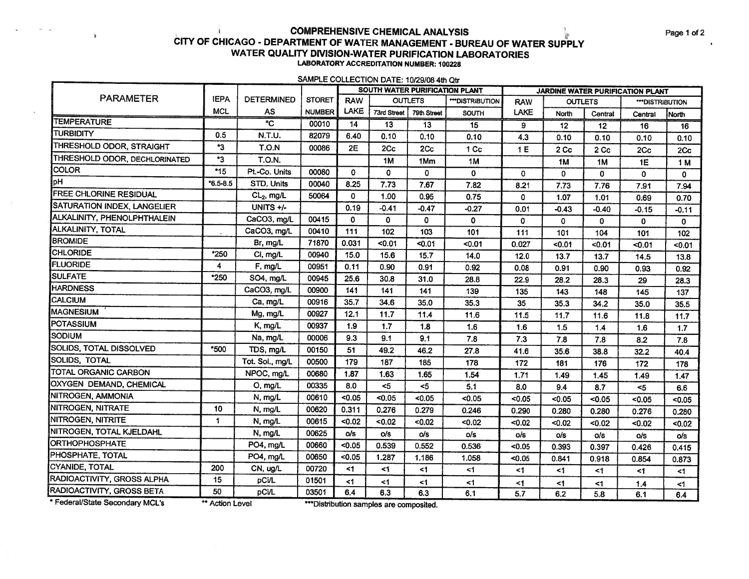# COMPREHENSIVE CHEMICAL ANALYSIS

## CITY OF CHICAGO - DEPARTMENT OF WATER MANAGEMENT - BUREAU OF WATER SUPPLY

## WATER QUALITY DIVISION-WATER PURIFICATION LABORATORIES

**LABORATORY ACCREDITATION NUMBER: 100228**

SAMPLE COLLECTION DATE: 10/29/08 4th Qtr

| PARAMETER | IEPA MCL | DETERMINED AS | STORET NUMBER | SOUTH WATER PURIFICATION PLANT | | | | JARDINE WATER PURIFICATION PLANT | | | | |
|---|---|---|---|---|---|---|---|---|---|---|---|---|
| | | | | RAW LAKE | OUTLETS | | ***DISTRIBUTION | RAW LAKE | OUTLETS | | ***DISTRIBUTION | |
| | | | | | 73rd Street | 79th Street | SOUTH | | North | Central | Central | North |
| TEMPERATURE | | °C | 00010 | 14 | 13 | 13 | 15 | 9 | 12 | 12 | 16 | 16 |
| TURBIDITY | 0.5 | N.T.U. | 82079 | 6.40 | 0.10 | 0.10 | 0.10 | 4.3 | 0.10 | 0.10 | 0.10 | 0.10 |
| THRESHOLD ODOR, STRAIGHT | *3 | T.O.N | 00086 | 2E | 2Cc | 2Cc | 1 Cc | 1 E | 2 Cc | 2 Cc | 2Cc | 2Cc |
| THRESHOLD ODOR, DECHLORINATED | *3 | T.O.N. | | | 1M | 1Mm | 1M | | 1M | 1M | 1E | 1 M |
| COLOR | *15 | Pt.-Co. Units | 00080 | 0 | 0 | 0 | 0 | 0 | 0 | 0 | 0 | 0 |
| pH | *6.5-8.5 | STD. Units | 00040 | 8.25 | 7.73 | 7.67 | 7.82 | 8.21 | 7.73 | 7.76 | 7.91 | 7.94 |
| FREE CHLORINE RESIDUAL | | $CL_2$, mg/L | 50064 | 0 | 1.00 | 0.95 | 0.75 | 0 | 1.07 | 1.01 | 0.69 | 0.70 |
| SATURATION INDEX, LANGELIER | | UNITS +/- | | 0.19 | -0.41 | -0.47 | -0.27 | 0.01 | -0.43 | -0.40 | -0.15 | -0.11 |
| ALKALINITY, PHENOLPHTHALEIN | | CaCO3, mg/L | 00415 | 0 | 0 | 0 | 0 | 0 | 0 | 0 | 0 | 0 |
| ALKALINITY, TOTAL | . | CaCO3, mg/L | 00410 | 111 | 102 | 103 | 101 | 111 | 101 | 104 | 101 | 102 |
| BROMIDE | | Br, mg/L | 71870 | 0.031 | <0.01 | <0.01 | <0.01 | 0.027 | <0.01 | <0.01 | <0.01 | <0.01 |
| CHLORIDE | *250 | Cl, mg/L | 00940 | 15.0 | 15.6 | 15.7 | 14.0 | 12.0 | 13.7 | 13.7 | 14.5 | 13.8 |
| FLUORIDE | 4 | F, mg/L | 00951 | 0.11 | 0.90 | 0.91 | 0.92 | 0.08 | 0.91 | 0.90 | 0.93 | 0.92 |
| SULFATE | *250 | SO4, mg/L | 00945 | 25.6 | 30.8 | 31.0 | 28.8 | 22.9 | 28.2 | 28.3 | 29 | 28.3 |
| HARDNESS | | CaCO3, mg/L | 00900 | 141 | 141 | 141 | 139 | 135 | 143 | 148 | 145 | 137 |
| CALCIUM | | Ca, mg/L | 00916 | 35.7 | 34.6 | 35.0 | 35.3 | 35 | 35.3 | 34.2 | 35.0 | 35.5 |
| MAGNESIUM | | Mg, mg/L | 00927 | 12.1 | 11.7 | 11.4 | 11.6 | 11.5 | 11.7 | 11.6 | 11.8 | 11.7 |
| POTASSIUM | | K, mg/L | 00937 | 1.9 | 1.7 | 1.8 | 1.6 | 1.6 | 1.5 | 1.4 | 1.6 | 1.7 |
| SODIUM | | Na, mg/L | 00006 | 9.3 | 9.1 | 9.1 | 7.8 | 7.3 | 7.8 | 7.8 | 8.2 | 7.8 |
| SOLIDS, TOTAL DISSOLVED | *500 | TDS, mg/L | 00150 | 51 | 49.2 | 46.2 | 27.8 | 41.6 | 35.6 | 38.8 | 32.2 | 40.4 |
| SOLIDS, TOTAL | | Tot. Sol., mg/L | 00500 | 179 | 187 | 185 | 178 | 172 | 181 | 176 | 172 | 178 |
| TOTAL ORGANIC CARBON | | NPOC, mg/L | 00680 | 1.87 | 1.63 | 1.65 | 1.54 | 1.71 | 1.49 | 1.45 | 1.49 | 1.47 |
| OXYGEN DEMAND, CHEMICAL | | O, mg/L | 00335 | 8.0 | <5 | <5 | 5.1 | 8.0 | 9.4 | 8.7 | <5 | 6.6 |
| NITROGEN, AMMONIA | | N, mg/L | 00610 | <0.05 | <0.05 | <0.05 | <0.05 | <0.05 | <0.05 | <0.05 | <0.05 | <0.05 |
| NITROGEN, NITRATE | 10 | N, mg/L | 00620 | 0.311 | 0.276 | 0.279 | 0.246 | 0.290 | 0.280 | 0.280 | 0.276 | 0.280 |
| NITROGEN, NITRITE | 1 | N, mg/L | 00615 | <0.02 | <0.02 | <0.02 | <0.02 | <0.02 | <0.02 | <0.02 | <0.02 | <0.02 |
| NITROGEN, TOTAL KJELDAHL | | N, mg/L | 00625 | o/s | o/s | o/s | o/s | o/s | o/s | o/s | o/s | o/s |
| ORTHOPHOSPHATE | | PO4, mg/L | 00660 | <0.05 | 0.539 | 0.552 | 0.536 | <0.05 | 0.393 | 0.397 | 0.426 | 0.415 |
| PHOSPHATE, TOTAL | | PO4, mg/L | 00650 | <0.05 | 1.287 | 1.186 | 1.058 | <0.05 | 0.841 | 0.918 | 0.854 | 0.873 |
| CYANIDE, TOTAL | 200 | CN, ug/L | 00720 | <1 | <1 | <1 | <1 | <1 | <1 | <1 | <1 | <1 |
| RADIOACTIVITY, GROSS ALPHA | 15 | pCi/L | 01501 | <1 | <1 | <1 | <1 | <1 | <1 | <1 | 1.4 | <1 |
| RADIOACTIVITY, GROSS BETA | 50 | pCi/L | 03501 | 6.4 | 6.3 | 6.3 | 6.1 | 5.7 | 6.2 | 5.8 | 6.1 | 6.4 |

\* Federal/State Secondary MCL's &nbsp;&nbsp;&nbsp; ** Action Level &nbsp;&nbsp;&nbsp; ***Distribution samples are composited.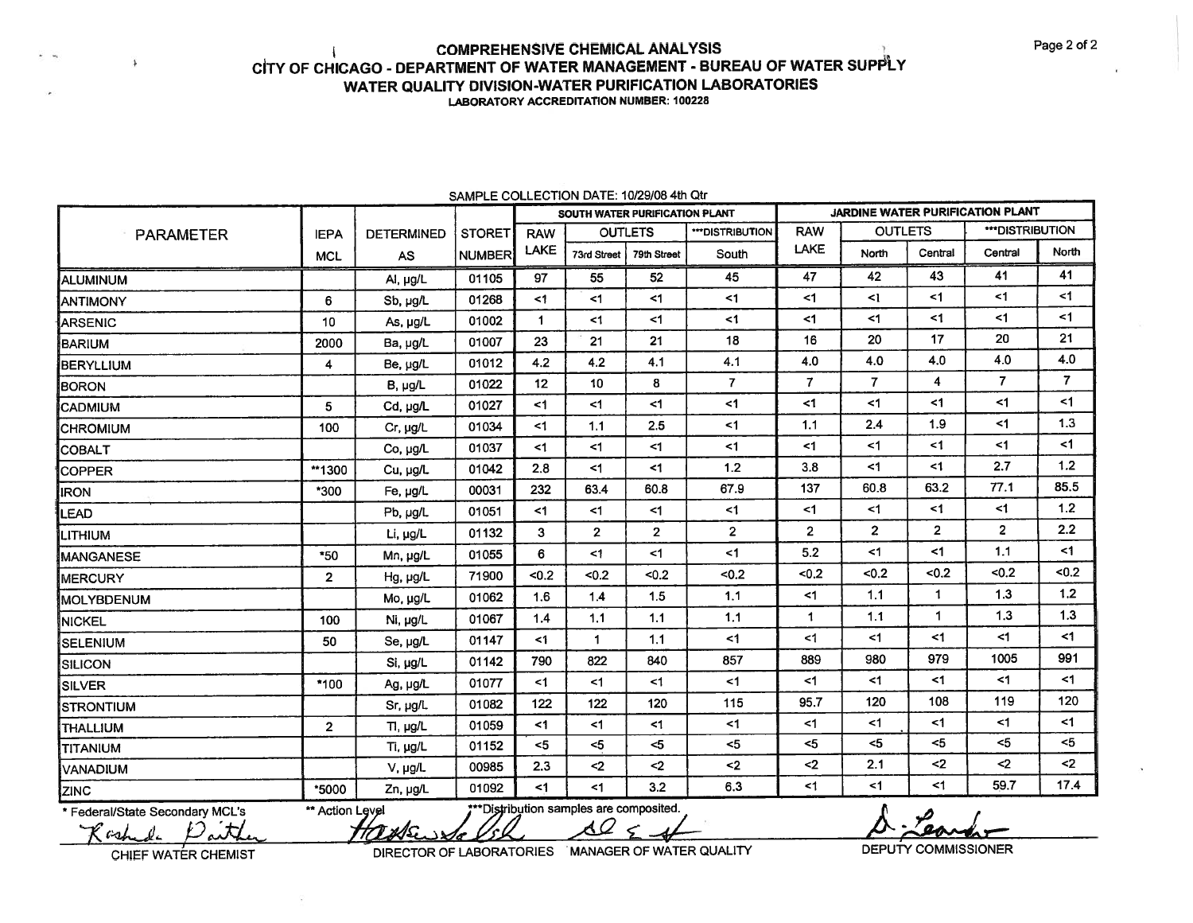# COMPREHENSIVE CHEMICAL ANALYSIS

## CITY OF CHICAGO - DEPARTMENT OF WATER MANAGEMENT - BUREAU OF WATER SUPPLY

## WATER QUALITY DIVISION-WATER PURIFICATION LABORATORIES

**LABORATORY ACCREDITATION NUMBER: 100228**

SAMPLE COLLECTION DATE: 10/29/08 4th Qtr

| PARAMETER | IEPA MCL | DETERMINED AS | STORET NUMBER | SOUTH WATER PURIFICATION PLANT | | | | JARDINE WATER PURIFICATION PLANT | | | | |
|---|---|---|---|---|---|---|---|---|---|---|---|---|
| | | | | RAW LAKE | OUTLETS | | ***DISTRIBUTION | RAW LAKE | OUTLETS | | ***DISTRIBUTION | |
| | | | | | 73rd Street | 79th Street | South | | North | Central | Central | North |
| ALUMINUM | | Al, µg/L | 01105 | 97 | 55 | 52 | 45 | 47 | 42 | 43 | 41 | 41 |
| ANTIMONY | 6 | Sb, µg/L | 01268 | <1 | <1 | <1 | <1 | <1 | <1 | <1 | <1 | <1 |
| ARSENIC | 10 | As, µg/L | 01002 | 1 | <1 | <1 | <1 | <1 | <1 | <1 | <1 | <1 |
| BARIUM | 2000 | Ba, µg/L | 01007 | 23 | 21 | 21 | 18 | 16 | 20 | 17 | 20 | 21 |
| BERYLLIUM | 4 | Be, µg/L | 01012 | 4.2 | 4.2 | 4.1 | 4.1 | 4.0 | 4.0 | 4.0 | 4.0 | 4.0 |
| BORON | | B, µg/L | 01022 | 12 | 10 | 8 | 7 | 7 | 7 | 4 | 7 | 7 |
| CADMIUM | 5 | Cd, µg/L | 01027 | <1 | <1 | <1 | <1 | <1 | <1 | <1 | <1 | <1 |
| CHROMIUM | 100 | Cr, µg/L | 01034 | <1 | 1.1 | 2.5 | <1 | 1.1 | 2.4 | 1.9 | <1 | 1.3 |
| COBALT | | Co, µg/L | 01037 | <1 | <1 | <1 | <1 | <1 | <1 | <1 | <1 | <1 |
| COPPER | **1300 | Cu, µg/L | 01042 | 2.8 | <1 | <1 | 1.2 | 3.8 | <1 | <1 | 2.7 | 1.2 |
| IRON | *300 | Fe, µg/L | 00031 | 232 | 63.4 | 60.8 | 67.9 | 137 | 60.8 | 63.2 | 77.1 | 85.5 |
| LEAD | | Pb, µg/L | 01051 | <1 | <1 | <1 | <1 | <1 | <1 | <1 | <1 | 1.2 |
| LITHIUM | | Li, µg/L | 01132 | 3 | 2 | 2 | 2 | 2 | 2 | 2 | 2 | 2.2 |
| MANGANESE | *50 | Mn, µg/L | 01055 | 6 | <1 | <1 | <1 | 5.2 | <1 | <1 | 1.1 | <1 |
| MERCURY | 2 | Hg, µg/L | 71900 | <0.2 | <0.2 | <0.2 | <0.2 | <0.2 | <0.2 | <0.2 | <0.2 | <0.2 |
| MOLYBDENUM | | Mo, µg/L | 01062 | 1.6 | 1.4 | 1.5 | 1.1 | <1 | 1.1 | 1 | 1.3 | 1.2 |
| NICKEL | 100 | Ni, µg/L | 01067 | 1.4 | 1.1 | 1.1 | 1.1 | 1 | 1.1 | 1 | 1.3 | 1.3 |
| SELENIUM | 50 | Se, µg/L | 01147 | <1 | 1 | 1.1 | <1 | <1 | <1 | <1 | <1 | <1 |
| SILICON | | Si, µg/L | 01142 | 790 | 822 | 840 | 857 | 889 | 980 | 979 | 1005 | 991 |
| SILVER | *100 | Ag, µg/L | 01077 | <1 | <1 | <1 | <1 | <1 | <1 | <1 | <1 | <1 |
| STRONTIUM | | Sr, µg/L | 01082 | 122 | 122 | 120 | 115 | 95.7 | 120 | 108 | 119 | 120 |
| THALLIUM | 2 | Tl, µg/L | 01059 | <1 | <1 | <1 | <1 | <1 | <1 | <1 | <1 | <1 |
| TITANIUM | | Ti, µg/L | 01152 | <5 | <5 | <5 | <5 | <5 | <5 | <5 | <5 | <5 |
| VANADIUM | | V, µg/L | 00985 | 2.3 | <2 | <2 | <2 | <2 | 2.1 | <2 | <2 | <2 |
| ZINC | *5000 | Zn, µg/L | 01092 | <1 | <1 | 3.2 | 6.3 | <1 | <1 | <1 | 59.7 | 17.4 |

\* Federal/State Secondary MCL's  ** Action Level  ***Distribution samples are composited.

CHIEF WATER CHEMIST  DIRECTOR OF LABORATORIES  MANAGER OF WATER QUALITY  DEPUTY COMMISSIONER